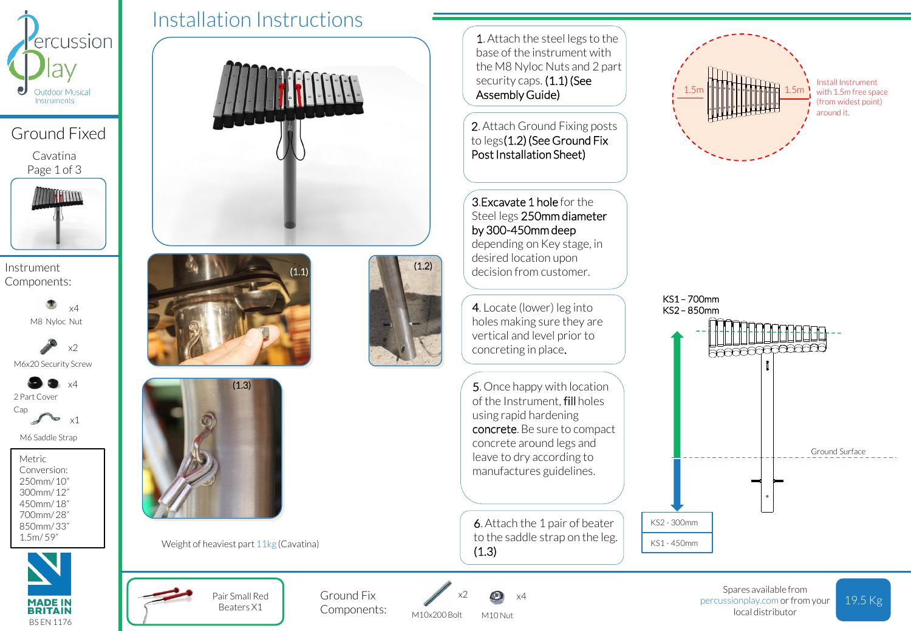Percussion Play
Outdoor Musical Instruments

# Ground Fixed

Cavatina
Page 1 of 3

## Instrument Components:

- M8 Nylon Nut x4
- M6x20 Security Screw x2
- 2 Part Cover Cap x4
- M6 Saddle Strap x1

Metric Conversion:
250mm/ 10"
300mm/ 12"
450mm/ 18"
700mm/ 28"
850mm/ 33"
1.5m/ 59"

MADE IN BRITAIN
BS EN 1176

# Installation Instructions

(1.1)

(1.2)

(1.3)

Weight of heaviest part 11kg (Cavatina)

1. Attach the steel legs to the base of the instrument with the M8 Nyloc Nuts and 2 part security caps. **(1.1) (See Assembly Guide)**

2. Attach Ground Fixing posts to legs **(1.2) (See Ground Fix Post Installation Sheet)**

3. **Excavate 1 hole** for the Steel legs **250mm diameter by 300-450mm deep** depending on Key stage, in desired location upon decision from customer.

4. Locate (lower) leg into holes making sure they are vertical and level prior to concreting in place.

5. Once happy with location of the Instrument, **fill** holes using rapid hardening **concrete**. Be sure to compact concrete around legs and leave to dry according to manufactures guidelines.

6. Attach the 1 pair of beater to the saddle strap on the leg. **(1.3)**

1.5m 1.5m

Install Instrument with 1.5m free space (from widest point) around it.

KS1 – 700mm
KS2 – 850mm

Ground Surface

KS2 - 300mm
KS1 - 450mm

Pair Small Red Beaters X1

Ground Fix Components:

- M10x200 Bolt x2
- M10 Nut x4

Spares available from percussionplay.com or from your local distributor

19.5 Kg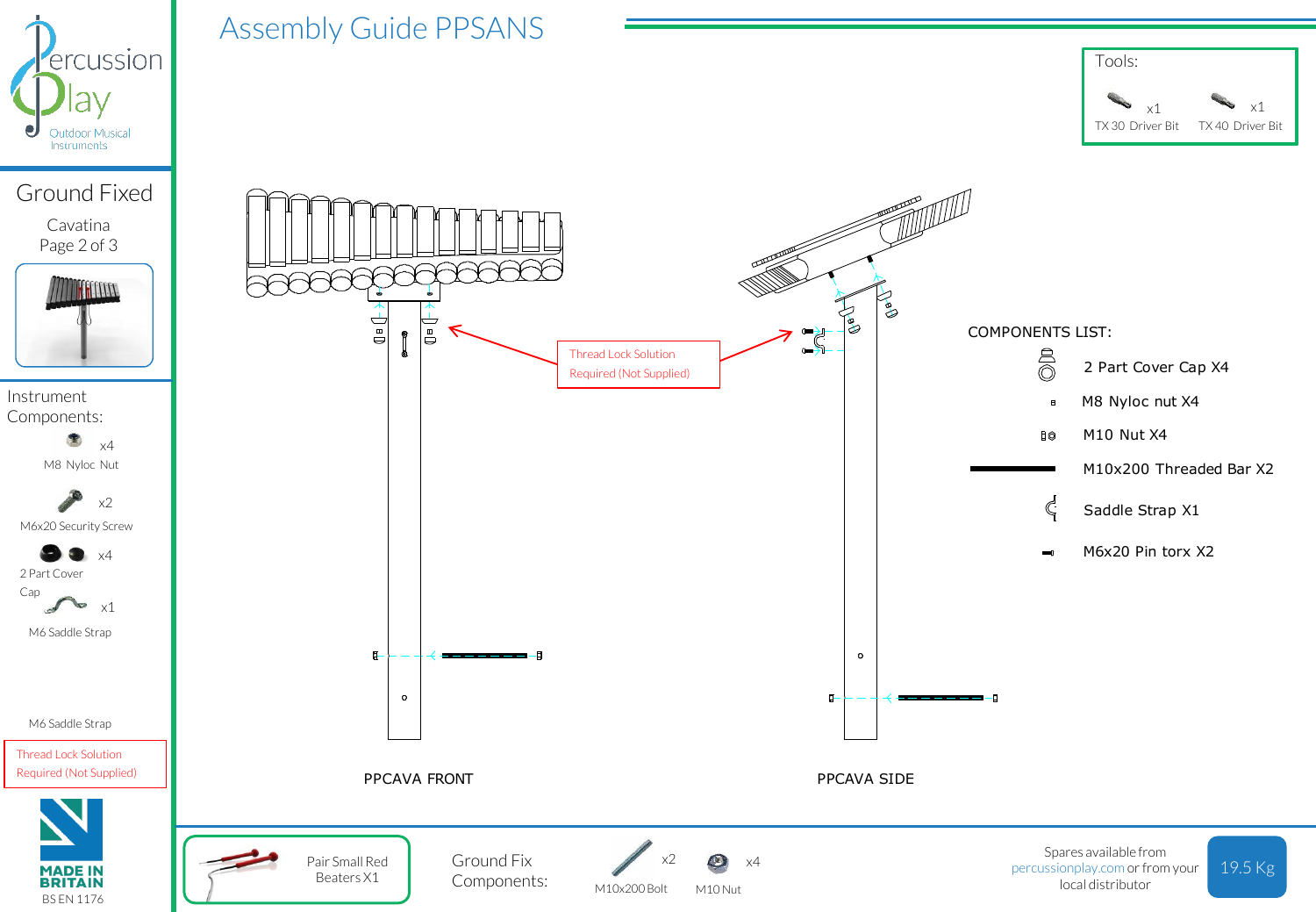# Assembly Guide PPSANS

Percussion Play
Outdoor Musical Instruments

## Ground Fixed

Cavatina
Page 2 of 3

Instrument Components:

- x4 M8 Nyloc Nut
- x2 M6x20 Security Screw
- x4 2 Part Cover Cap
- x1 M6 Saddle Strap

M6 Saddle Strap

Thread Lock Solution Required (Not Supplied)

MADE IN BRITAIN
BS EN 1176

Tools:

- x1 TX 30 Driver Bit
- x1 TX 40 Driver Bit

Thread Lock Solution Required (Not Supplied)

COMPONENTS LIST:

- 2 Part Cover Cap X4
- M8 Nyloc nut X4
- M10 Nut X4
- M10x200 Threaded Bar X2
- Saddle Strap X1
- M6x20 Pin torx X2

PPCAVA FRONT

PPCAVA SIDE

Pair Small Red Beaters X1

Ground Fix Components:

- x2 M10x200 Bolt
- x4 M10 Nut

Spares available from percussionplay.com or from your local distributor

19.5 Kg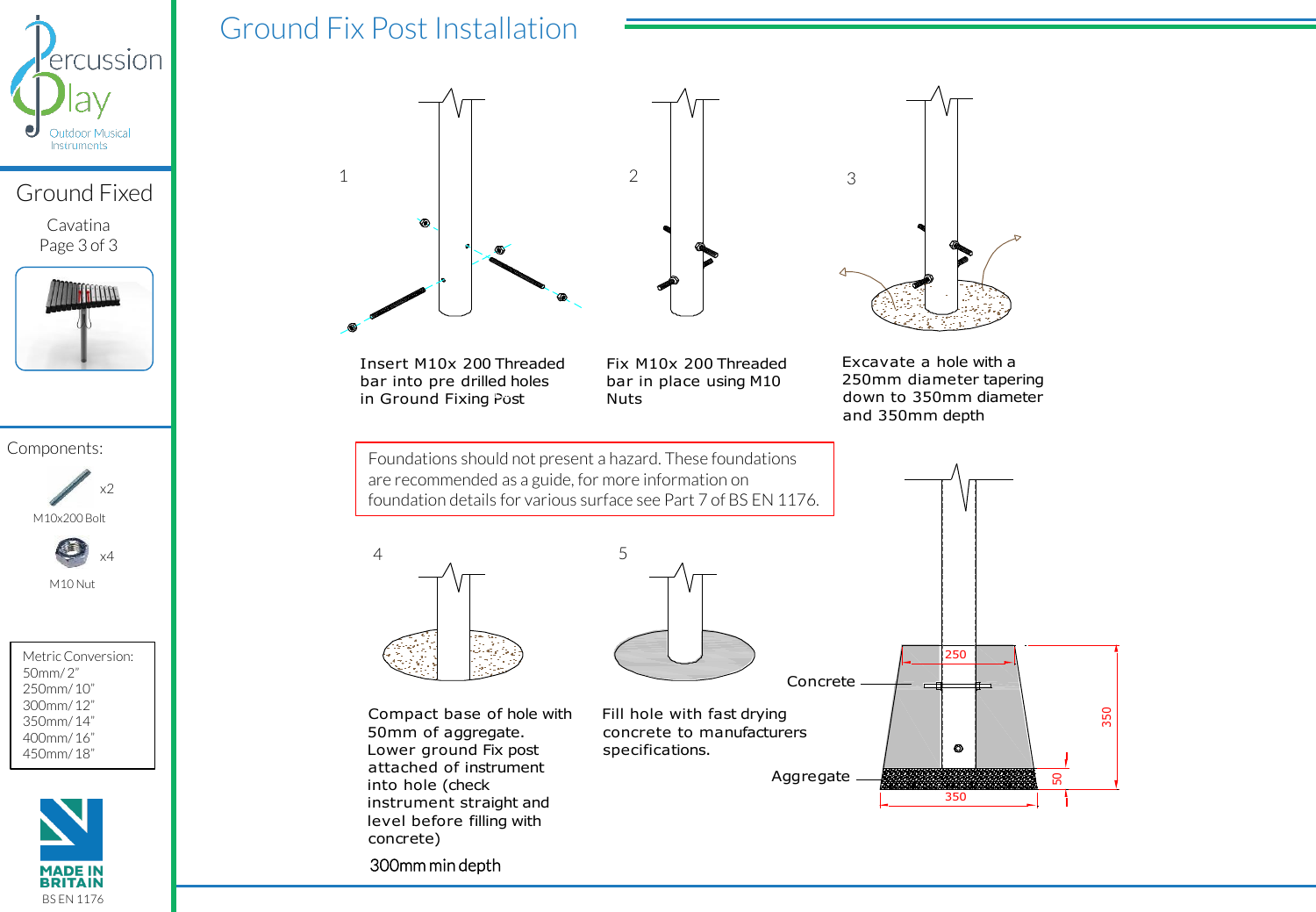# Ground Fix Post Installation

Percussion Play
Outdoor Musical Instruments

## Ground Fixed

Cavatina
Page 3 of 3

Components:

x2
M10x200 Bolt

x4
M10 Nut

Metric Conversion:
50mm/ 2"
250mm/ 10"
300mm/ 12"
350mm/ 14"
400mm/ 16"
450mm/ 18"

MADE IN BRITAIN
BS EN 1176

1

Insert M10x 200 Threaded bar into pre drilled holes in Ground Fixing Post

2

Fix M10x 200 Threaded bar in place using M10 Nuts

3

Excavate a hole with a 250mm diameter tapering down to 350mm diameter and 350mm depth

Foundations should not present a hazard. These foundations are recommended as a guide, for more information on foundation details for various surface see Part 7 of BS EN 1176.

4

Compact base of hole with 50mm of aggregate. Lower ground Fix post attached of instrument into hole (check instrument straight and level before filling with concrete)

300mm min depth

5

Fill hole with fast drying concrete to manufacturers specifications.

Concrete

Aggregate

250

350

350

50